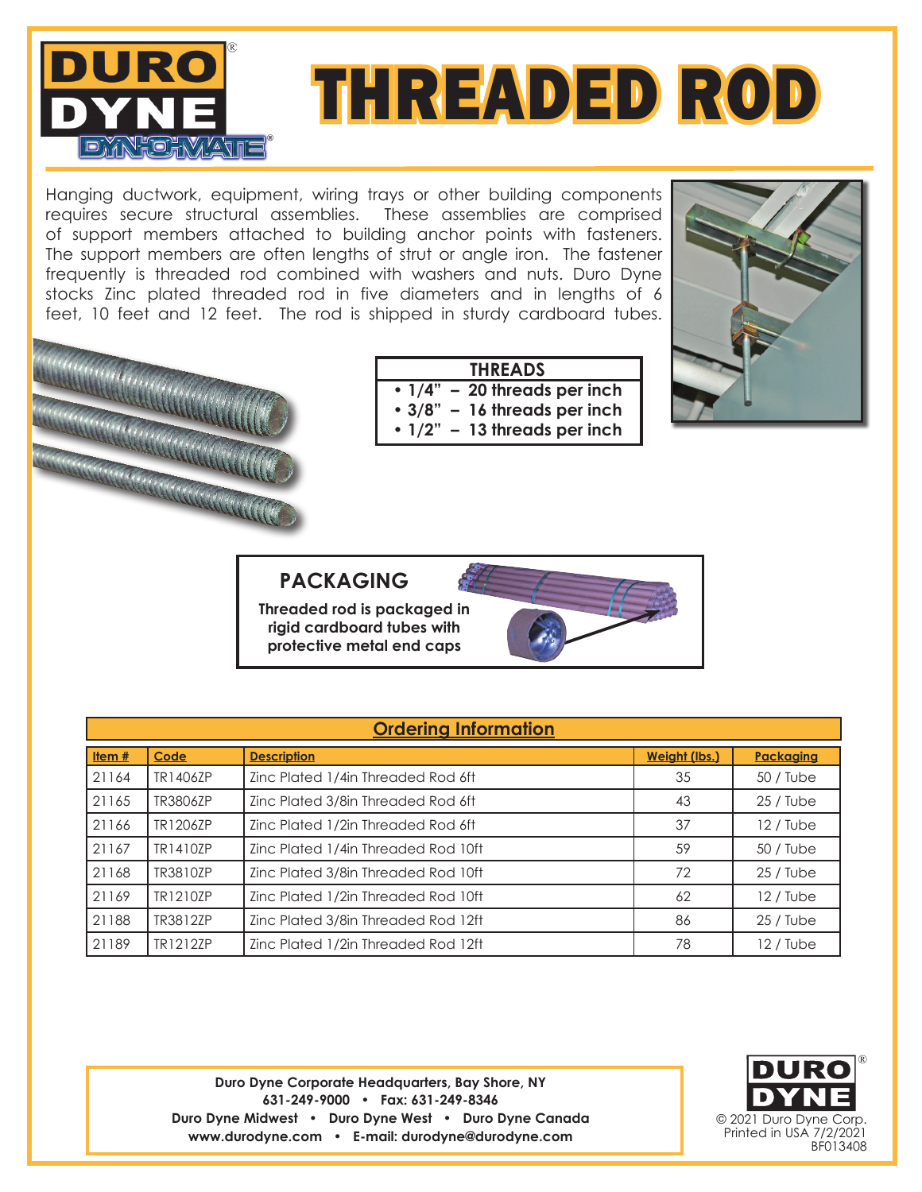# THREADED ROD

Hanging ductwork, equipment, wiring trays or other building components requires secure structural assemblies. These assemblies are comprised of support members attached to building anchor points with fasteners. The support members are often lengths of strut or angle iron. The fastener frequently is threaded rod combined with washers and nuts. Duro Dyne stocks Zinc plated threaded rod in five diameters and in lengths of 6 feet, 10 feet and 12 feet. The rod is shipped in sturdy cardboard tubes.

| THREADS |
|---|
| • 1/4" – 20 threads per inch |
| • 3/8" – 16 threads per inch |
| • 1/2" – 13 threads per inch |

## PACKAGING

**Threaded rod is packaged in rigid cardboard tubes with protective metal end caps**

## Ordering Information

| Item # | Code | Description | Weight (lbs.) | Packaging |
|---|---|---|---|---|
| 21164 | TR1406ZP | Zinc Plated 1/4in Threaded Rod 6ft | 35 | 50 / Tube |
| 21165 | TR3806ZP | Zinc Plated 3/8in Threaded Rod 6ft | 43 | 25 / Tube |
| 21166 | TR1206ZP | Zinc Plated 1/2in Threaded Rod 6ft | 37 | 12 / Tube |
| 21167 | TR1410ZP | Zinc Plated 1/4in Threaded Rod 10ft | 59 | 50 / Tube |
| 21168 | TR3810ZP | Zinc Plated 3/8in Threaded Rod 10ft | 72 | 25 / Tube |
| 21169 | TR1210ZP | Zinc Plated 1/2in Threaded Rod 10ft | 62 | 12 / Tube |
| 21188 | TR3812ZP | Zinc Plated 3/8in Threaded Rod 12ft | 86 | 25 / Tube |
| 21189 | TR1212ZP | Zinc Plated 1/2in Threaded Rod 12ft | 78 | 12 / Tube |

**Duro Dyne Corporate Headquarters, Bay Shore, NY**
**631-249-9000 • Fax: 631-249-8346**
**Duro Dyne Midwest • Duro Dyne West • Duro Dyne Canada**
**www.durodyne.com • E-mail: durodyne@durodyne.com**

© 2021 Duro Dyne Corp.
Printed in USA 7/2/2021
BF013408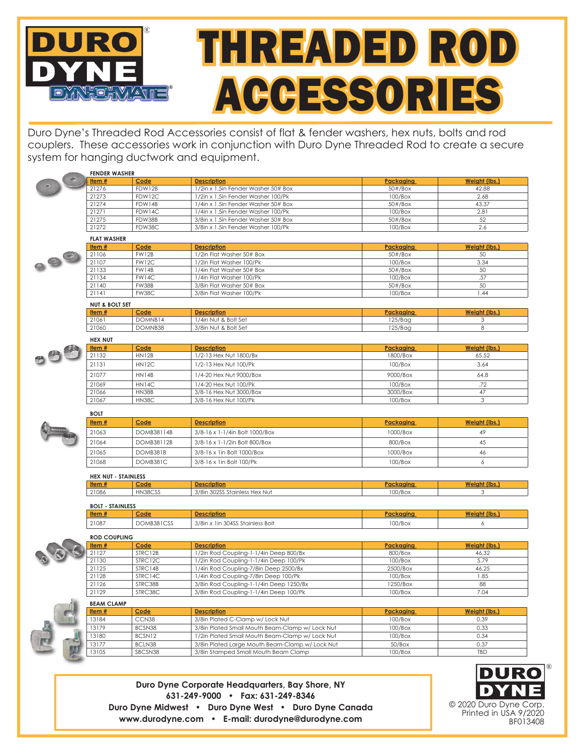# THREADED ROD ACCESSORIES

Duro Dyne's Threaded Rod Accessories consist of flat & fender washers, hex nuts, bolts and rod couplers. These accessories work in conjunction with Duro Dyne Threaded Rod to create a secure system for hanging ductwork and equipment.

### FENDER WASHER

| Item # | Code | Description | Packaging | Weight (lbs.) |
|---|---|---|---|---|
| 21276 | FDW12B | 1/2in x 1.5in Fender Washer 50# Box | 50#/Box | 42.88 |
| 21273 | FDW12C | 1/2in x 1.5in Fender Washer 100/Pk | 100/Box | 2.68 |
| 21274 | FDW14B | 1/4in x 1.5in Fender Washer 50# Box | 50#/Box | 43.37 |
| 21271 | FDW14C | 1/4in x 1.5in Fender Washer 100/Pk | 100/Box | 2.81 |
| 21275 | FDW38B | 3/8in x 1.5in Fender Washer 50# Box | 50#/Box | 52 |
| 21272 | FDW38C | 3/8in x 1.5in Fender Washer 100/Pk | 100/Box | 2.6 |

### FLAT WASHER

| Item # | Code | Description | Packaging | Weight (lbs.) |
|---|---|---|---|---|
| 21106 | FW12B | 1/2in Flat Washer 50# Box | 50#/Box | 50 |
| 21107 | FW12C | 1/2in Flat Washer 100/Pk | 100/Box | 3.34 |
| 21133 | FW14B | 1/4in Flat Washer 50# Box | 50#/Box | 50 |
| 21134 | FW14C | 1/4in Flat Washer 100/Pk | 100/Box | .57 |
| 21140 | FW38B | 3/8in Flat Washer 50# Box | 50#/Box | 50 |
| 21141 | FW38C | 3/8in Flat Washer 100/Pk | 100/Box | 1.44 |

### NUT & BOLT SET

| Item # | Code | Description | Packaging | Weight (lbs.) |
|---|---|---|---|---|
| 21061 | DOMNB14 | 1/4in Nut & Bolt Set | 125/Bag | 3 |
| 21060 | DOMNB38 | 3/8in Nut & Bolt Set | 125/Bag | 8 |

### HEX NUT

| Item # | Code | Description | Packaging | Weight (lbs.) |
|---|---|---|---|---|
| 21132 | HN12B | 1/2-13 Hex Nut 1800/Bx | 1800/Box | 65.52 |
| 21131 | HN12C | 1/2-13 Hex Nut 100/Pk | 100/Box | 3.64 |
| 21077 | HN14B | 1/4-20 Hex Nut 9000/Box | 9000/Box | 64.8 |
| 21069 | HN14C | 1/4-20 Hex Nut 100/Pk | 100/Box | .72 |
| 21066 | HN38B | 3/8-16 Hex Nut 3000/Box | 3000/Box | 47 |
| 21067 | HN38C | 3/8-16 Hex Nut 100/Pk | 100/Box | 3 |

### BOLT

| Item # | Code | Description | Packaging | Weight (lbs.) |
|---|---|---|---|---|
| 21063 | DOMB38114B | 3/8-16 x 1-1/4in Bolt 1000/Box | 1000/Box | 49 |
| 21064 | DOMB38112B | 3/8-16 x 1-1/2in Bolt 800/Box | 800/Box | 45 |
| 21065 | DOMB381B | 3/8-16 x 1in Bolt 1000/Box | 1000/Box | 46 |
| 21068 | DOMB381C | 3/8-16 x 1in Bolt 100/Pk | 100/Box | 6 |

### HEX NUT - STAINLESS

| Item # | Code | Description | Packaging | Weight (lbs.) |
|---|---|---|---|---|
| 21086 | HN38CSS | 3/8in 302SS Stainless Hex Nut | 100/Box | 3 |

### BOLT - STAINLESS

| Item # | Code | Description | Packaging | Weight (lbs.) |
|---|---|---|---|---|
| 21087 | DOMB381CSS | 3/8in x 1in 304SS Stainless Bolt | 100/Box | 6 |

### ROD COUPLING

| Item # | Code | Description | Packaging | Weight (lbs.) |
|---|---|---|---|---|
| 21127 | STRC12B | 1/2in Rod Coupling-1-1/4in Deep 800/Bx | 800/Box | 46.32 |
| 21130 | STRC12C | 1/2in Rod Coupling-1-1/4in Deep 100/Pk | 100/Box | 5.79 |
| 21125 | STRC14B | 1/4in Rod Coupling-7/8in Deep 2500/Bx | 2500/Box | 46.25 |
| 21128 | STRC14C | 1/4in Rod Coupling-7/8in Deep 100/Pk | 100/Box | 1.85 |
| 21126 | STRC38B | 3/8in Rod Coupling-1-1/4in Deep 1250/Bx | 1250/Box | 88 |
| 21129 | STRC38C | 3/8in Rod Coupling-1-1/4in Deep 100/Pk | 100/Box | 7.04 |

### BEAM CLAMP

| Item # | Code | Description | Packaging | Weight (lbs.) |
|---|---|---|---|---|
| 13184 | CCN38 | 3/8in Plated C-Clamp w/ Lock Nut | 100/Box | 0.39 |
| 13179 | BCSN38 | 3/8in Plated Small Mouth Beam-Clamp w/ Lock Nut | 100/Box | 0.33 |
| 13180 | BCSN12 | 1/2in Plated Small Mouth Beam-Clamp w/ Lock Nut | 100/Box | 0.34 |
| 13177 | BCLN38 | 3/8in Plated Large Mouth Beam-Clamp w/ Lock Nut | 50/Box | 0.37 |
| 13105 | SBCSN38 | 3/8in Stamped Small Mouth Beam Clamp | 100/Box | TBD |

**Duro Dyne Corporate Headquarters, Bay Shore, NY**
**631-249-9000 • Fax: 631-249-8346**
**Duro Dyne Midwest • Duro Dyne West • Duro Dyne Canada**
**www.durodyne.com • E-mail: durodyne@durodyne.com**

© 2020 Duro Dyne Corp.
Printed in USA 9/2020
BF013408